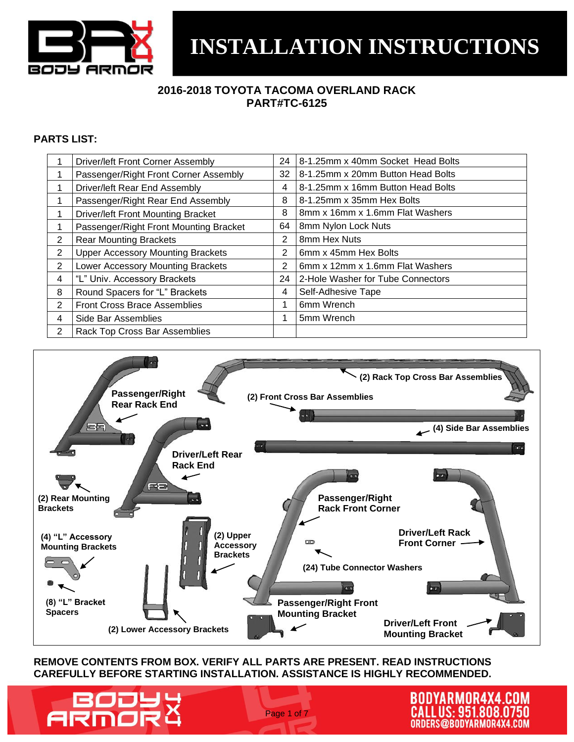# INSTALLATION INSTRUCTIONS

## 2016-2018 TOYOTA TACOMA OVERLAND RACK
## PART#TC-6125

### PARTS LIST:

| | | | |
|---|---|---|---|
| 1 | Driver/left Front Corner Assembly | 24 | 8-1.25mm x 40mm Socket Head Bolts |
| 1 | Passenger/Right Front Corner Assembly | 32 | 8-1.25mm x 20mm Button Head Bolts |
| 1 | Driver/left Rear End Assembly | 4 | 8-1.25mm x 16mm Button Head Bolts |
| 1 | Passenger/Right Rear End Assembly | 8 | 8-1.25mm x 35mm Hex Bolts |
| 1 | Driver/left Front Mounting Bracket | 8 | 8mm x 16mm x 1.6mm Flat Washers |
| 1 | Passenger/Right Front Mounting Bracket | 64 | 8mm Nylon Lock Nuts |
| 2 | Rear Mounting Brackets | 2 | 8mm Hex Nuts |
| 2 | Upper Accessory Mounting Brackets | 2 | 6mm x 45mm Hex Bolts |
| 2 | Lower Accessory Mounting Brackets | 2 | 6mm x 12mm x 1.6mm Flat Washers |
| 4 | "L" Univ. Accessory Brackets | 24 | 2-Hole Washer for Tube Connectors |
| 8 | Round Spacers for "L" Brackets | 4 | Self-Adhesive Tape |
| 2 | Front Cross Brace Assemblies | 1 | 6mm Wrench |
| 4 | Side Bar Assemblies | 1 | 5mm Wrench |
| 2 | Rack Top Cross Bar Assemblies | | |

(2) Rack Top Cross Bar Assemblies
Passenger/Right Rear Rack End
(2) Front Cross Bar Assemblies
(4) Side Bar Assemblies
Driver/Left Rear Rack End
(2) Rear Mounting Brackets
Passenger/Right Rack Front Corner
(4) "L" Accessory Mounting Brackets
(2) Upper Accessory Brackets
Driver/Left Rack Front Corner
(24) Tube Connector Washers
(8) "L" Bracket Spacers
Passenger/Right Front Mounting Bracket
(2) Lower Accessory Brackets
Driver/Left Front Mounting Bracket

**REMOVE CONTENTS FROM BOX. VERIFY ALL PARTS ARE PRESENT. READ INSTRUCTIONS CAREFULLY BEFORE STARTING INSTALLATION. ASSISTANCE IS HIGHLY RECOMMENDED.**

BODYARMOR4X4.COM
CALL US: 951.808.0750
ORDERS@BODYARMOR4X4.COM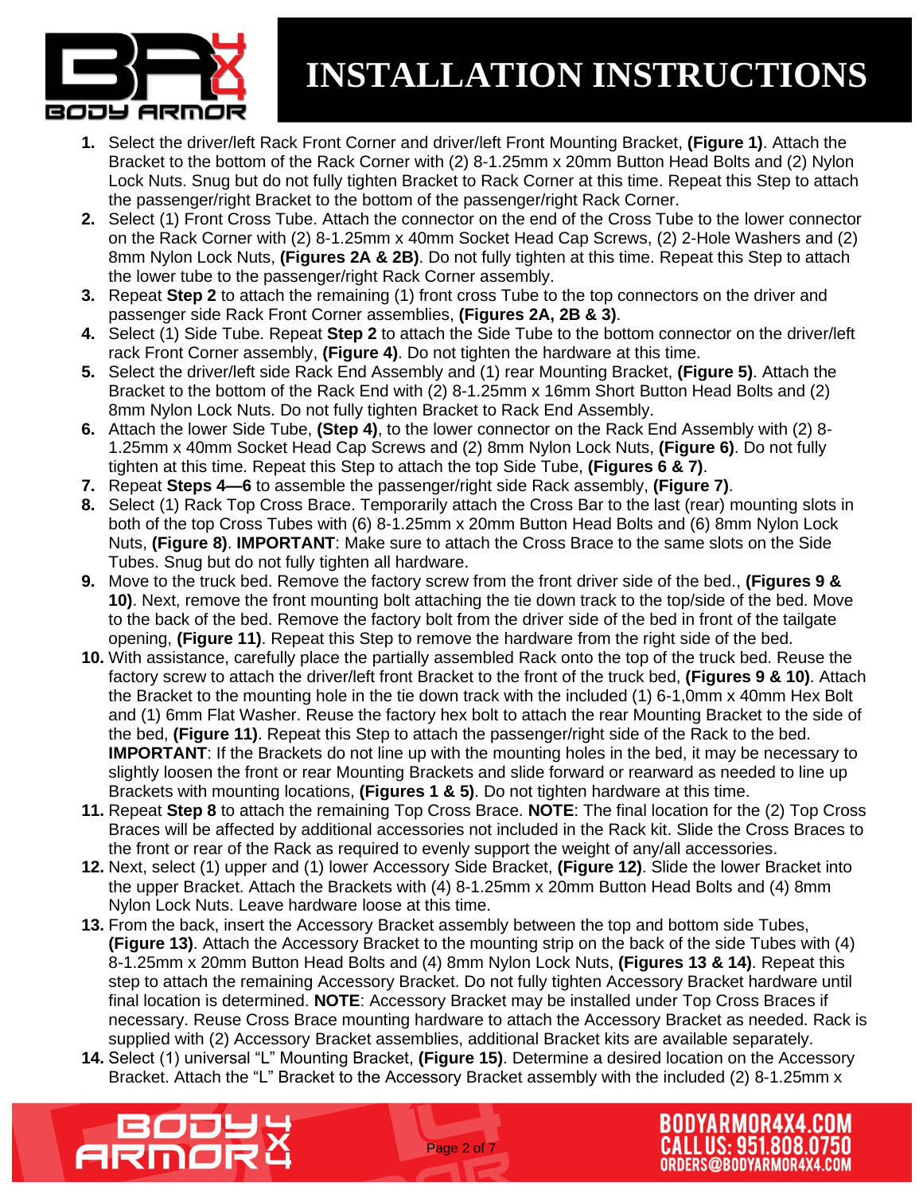# INSTALLATION INSTRUCTIONS

1. Select the driver/left Rack Front Corner and driver/left Front Mounting Bracket, **(Figure 1)**. Attach the Bracket to the bottom of the Rack Corner with (2) 8-1.25mm x 20mm Button Head Bolts and (2) Nylon Lock Nuts. Snug but do not fully tighten Bracket to Rack Corner at this time. Repeat this Step to attach the passenger/right Bracket to the bottom of the passenger/right Rack Corner.
2. Select (1) Front Cross Tube. Attach the connector on the end of the Cross Tube to the lower connector on the Rack Corner with (2) 8-1.25mm x 40mm Socket Head Cap Screws, (2) 2-Hole Washers and (2) 8mm Nylon Lock Nuts, **(Figures 2A & 2B)**. Do not fully tighten at this time. Repeat this Step to attach the lower tube to the passenger/right Rack Corner assembly.
3. Repeat **Step 2** to attach the remaining (1) front cross Tube to the top connectors on the driver and passenger side Rack Front Corner assemblies, **(Figures 2A, 2B & 3)**.
4. Select (1) Side Tube. Repeat **Step 2** to attach the Side Tube to the bottom connector on the driver/left rack Front Corner assembly, **(Figure 4)**. Do not tighten the hardware at this time.
5. Select the driver/left side Rack End Assembly and (1) rear Mounting Bracket, **(Figure 5)**. Attach the Bracket to the bottom of the Rack End with (2) 8-1.25mm x 16mm Short Button Head Bolts and (2) 8mm Nylon Lock Nuts. Do not fully tighten Bracket to Rack End Assembly.
6. Attach the lower Side Tube, **(Step 4)**, to the lower connector on the Rack End Assembly with (2) 8-1.25mm x 40mm Socket Head Cap Screws and (2) 8mm Nylon Lock Nuts, **(Figure 6)**. Do not fully tighten at this time. Repeat this Step to attach the top Side Tube, **(Figures 6 & 7)**.
7. Repeat **Steps 4—6** to assemble the passenger/right side Rack assembly, **(Figure 7)**.
8. Select (1) Rack Top Cross Brace. Temporarily attach the Cross Bar to the last (rear) mounting slots in both of the top Cross Tubes with (6) 8-1.25mm x 20mm Button Head Bolts and (6) 8mm Nylon Lock Nuts, **(Figure 8)**. **IMPORTANT**: Make sure to attach the Cross Brace to the same slots on the Side Tubes. Snug but do not fully tighten all hardware.
9. Move to the truck bed. Remove the factory screw from the front driver side of the bed., **(Figures 9 & 10)**. Next, remove the front mounting bolt attaching the tie down track to the top/side of the bed. Move to the back of the bed. Remove the factory bolt from the driver side of the bed in front of the tailgate opening, **(Figure 11)**. Repeat this Step to remove the hardware from the right side of the bed.
10. With assistance, carefully place the partially assembled Rack onto the top of the truck bed. Reuse the factory screw to attach the driver/left front Bracket to the front of the truck bed, **(Figures 9 & 10)**. Attach the Bracket to the mounting hole in the tie down track with the included (1) 6-1,0mm x 40mm Hex Bolt and (1) 6mm Flat Washer. Reuse the factory hex bolt to attach the rear Mounting Bracket to the side of the bed, **(Figure 11)**. Repeat this Step to attach the passenger/right side of the Rack to the bed. **IMPORTANT**: If the Brackets do not line up with the mounting holes in the bed, it may be necessary to slightly loosen the front or rear Mounting Brackets and slide forward or rearward as needed to line up Brackets with mounting locations, **(Figures 1 & 5)**. Do not tighten hardware at this time.
11. Repeat **Step 8** to attach the remaining Top Cross Brace. **NOTE**: The final location for the (2) Top Cross Braces will be affected by additional accessories not included in the Rack kit. Slide the Cross Braces to the front or rear of the Rack as required to evenly support the weight of any/all accessories.
12. Next, select (1) upper and (1) lower Accessory Side Bracket, **(Figure 12)**. Slide the lower Bracket into the upper Bracket. Attach the Brackets with (4) 8-1.25mm x 20mm Button Head Bolts and (4) 8mm Nylon Lock Nuts. Leave hardware loose at this time.
13. From the back, insert the Accessory Bracket assembly between the top and bottom side Tubes, **(Figure 13)**. Attach the Accessory Bracket to the mounting strip on the back of the side Tubes with (4) 8-1.25mm x 20mm Button Head Bolts and (4) 8mm Nylon Lock Nuts, **(Figures 13 & 14)**. Repeat this step to attach the remaining Accessory Bracket. Do not fully tighten Accessory Bracket hardware until final location is determined. **NOTE**: Accessory Bracket may be installed under Top Cross Braces if necessary. Reuse Cross Brace mounting hardware to attach the Accessory Bracket as needed. Rack is supplied with (2) Accessory Bracket assemblies, additional Bracket kits are available separately.
14. Select (1) universal "L" Mounting Bracket, **(Figure 15)**. Determine a desired location on the Accessory Bracket. Attach the "L" Bracket to the Accessory Bracket assembly with the included (2) 8-1.25mm x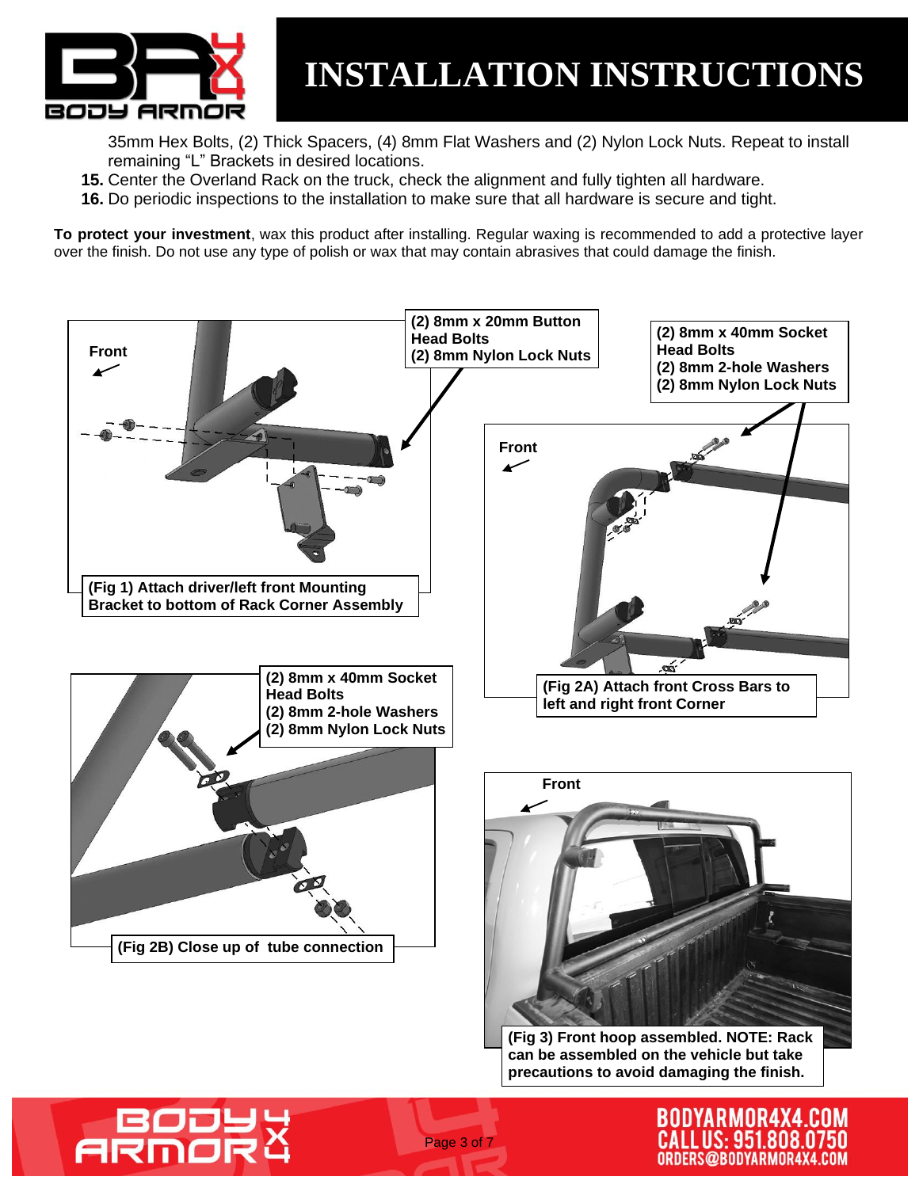35mm Hex Bolts, (2) Thick Spacers, (4) 8mm Flat Washers and (2) Nylon Lock Nuts. Repeat to install remaining "L" Brackets in desired locations.

15. Center the Overland Rack on the truck, check the alignment and fully tighten all hardware.
16. Do periodic inspections to the installation to make sure that all hardware is secure and tight.

**To protect your investment**, wax this product after installing. Regular waxing is recommended to add a protective layer over the finish. Do not use any type of polish or wax that may contain abrasives that could damage the finish.

Front

(2) 8mm x 20mm Button Head Bolts
(2) 8mm Nylon Lock Nuts

**(Fig 1) Attach driver/left front Mounting Bracket to bottom of Rack Corner Assembly**

(2) 8mm x 40mm Socket Head Bolts
(2) 8mm 2-hole Washers
(2) 8mm Nylon Lock Nuts

Front

**(Fig 2A) Attach front Cross Bars to left and right front Corner**

(2) 8mm x 40mm Socket Head Bolts
(2) 8mm 2-hole Washers
(2) 8mm Nylon Lock Nuts

**(Fig 2B) Close up of tube connection**

Front

**(Fig 3) Front hoop assembled. NOTE: Rack can be assembled on the vehicle but take precautions to avoid damaging the finish.**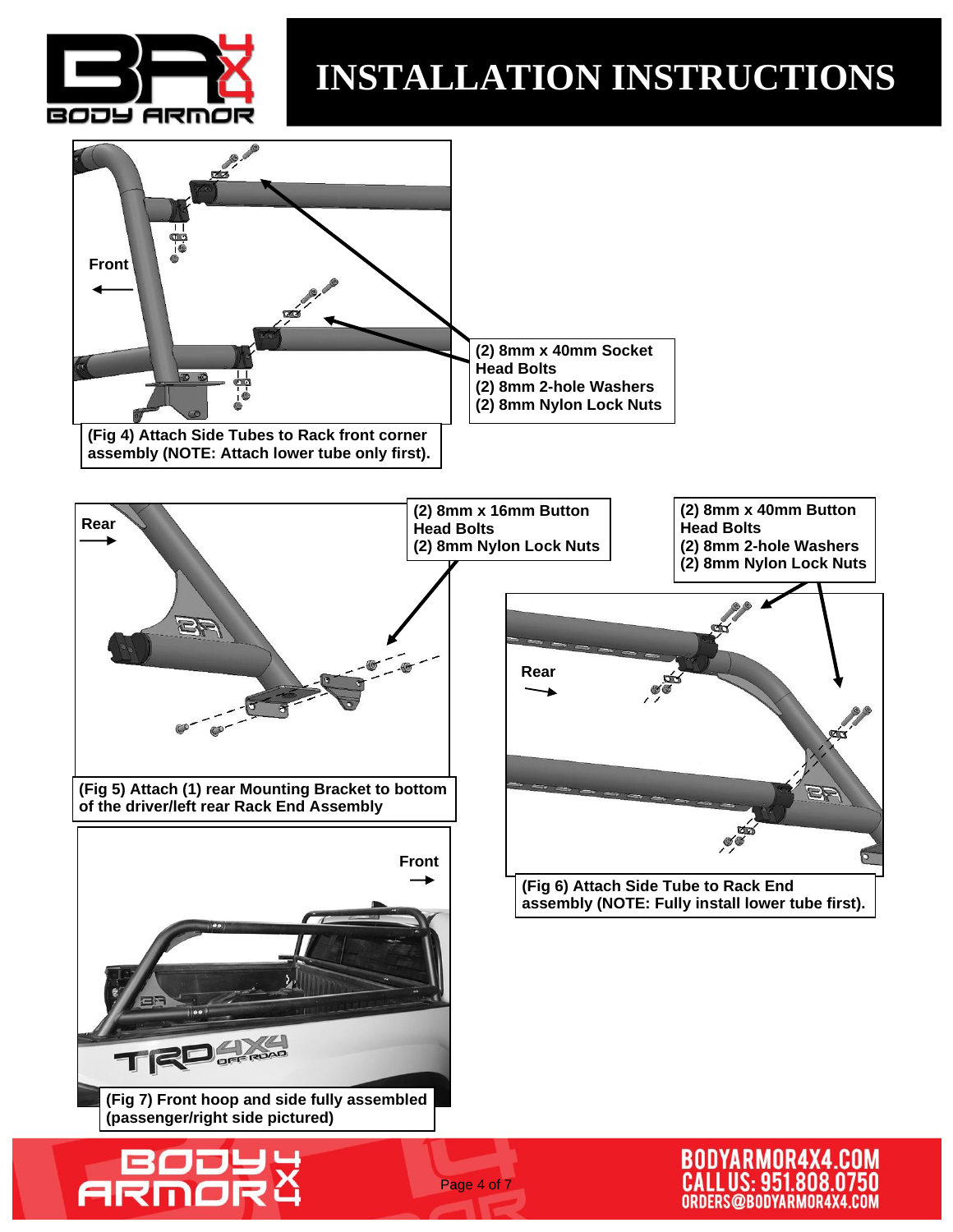# INSTALLATION INSTRUCTIONS

Front

(2) 8mm x 40mm Socket Head Bolts
(2) 8mm 2-hole Washers
(2) 8mm Nylon Lock Nuts

**(Fig 4) Attach Side Tubes to Rack front corner assembly (NOTE: Attach lower tube only first).**

Rear

(2) 8mm x 16mm Button Head Bolts
(2) 8mm Nylon Lock Nuts

**(Fig 5) Attach (1) rear Mounting Bracket to bottom of the driver/left rear Rack End Assembly**

(2) 8mm x 40mm Button Head Bolts
(2) 8mm 2-hole Washers
(2) 8mm Nylon Lock Nuts

Rear

**(Fig 6) Attach Side Tube to Rack End assembly (NOTE: Fully install lower tube first).**

Front

**(Fig 7) Front hoop and side fully assembled (passenger/right side pictured)**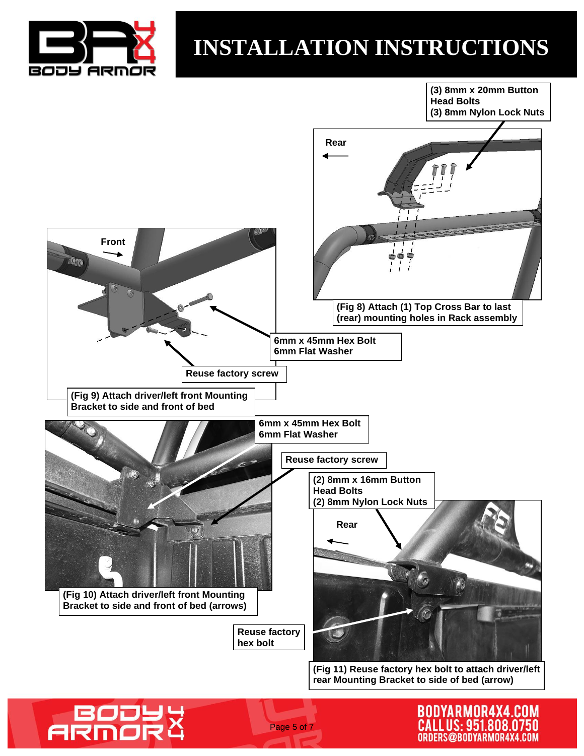(3) 8mm x 20mm Button Head Bolts
(3) 8mm Nylon Lock Nuts

Rear

(Fig 8) Attach (1) Top Cross Bar to last (rear) mounting holes in Rack assembly

Front

6mm x 45mm Hex Bolt
6mm Flat Washer

Reuse factory screw

(Fig 9) Attach driver/left front Mounting Bracket to side and front of bed

6mm x 45mm Hex Bolt
6mm Flat Washer

Reuse factory screw

(2) 8mm x 16mm Button Head Bolts
(2) 8mm Nylon Lock Nuts

Rear

(Fig 10) Attach driver/left front Mounting Bracket to side and front of bed (arrows)

Reuse factory hex bolt

(Fig 11) Reuse factory hex bolt to attach driver/left rear Mounting Bracket to side of bed (arrow)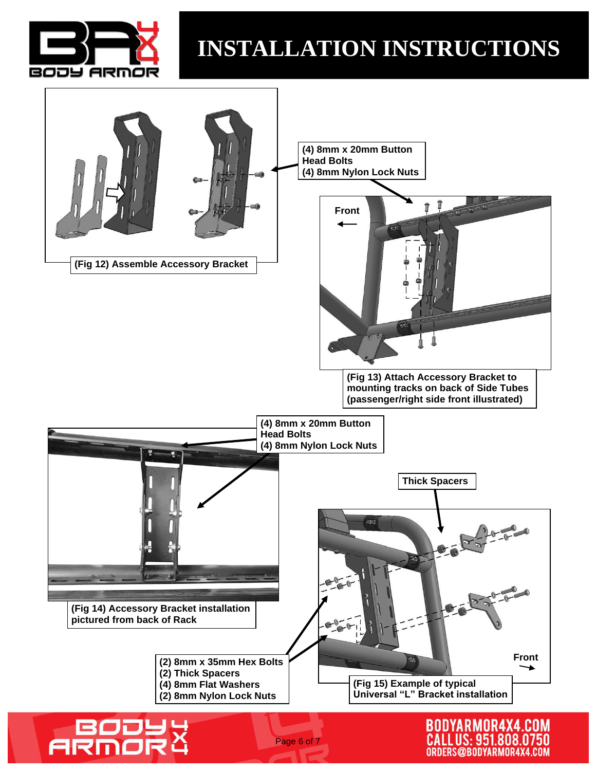# INSTALLATION INSTRUCTIONS

(Fig 12) Assemble Accessory Bracket

(4) 8mm x 20mm Button Head Bolts
(4) 8mm Nylon Lock Nuts

Front

(Fig 13) Attach Accessory Bracket to mounting tracks on back of Side Tubes (passenger/right side front illustrated)

(4) 8mm x 20mm Button Head Bolts
(4) 8mm Nylon Lock Nuts

(Fig 14) Accessory Bracket installation pictured from back of Rack

Thick Spacers

Front

(2) 8mm x 35mm Hex Bolts
(2) Thick Spacers
(4) 8mm Flat Washers
(2) 8mm Nylon Lock Nuts

(Fig 15) Example of typical Universal "L" Bracket installation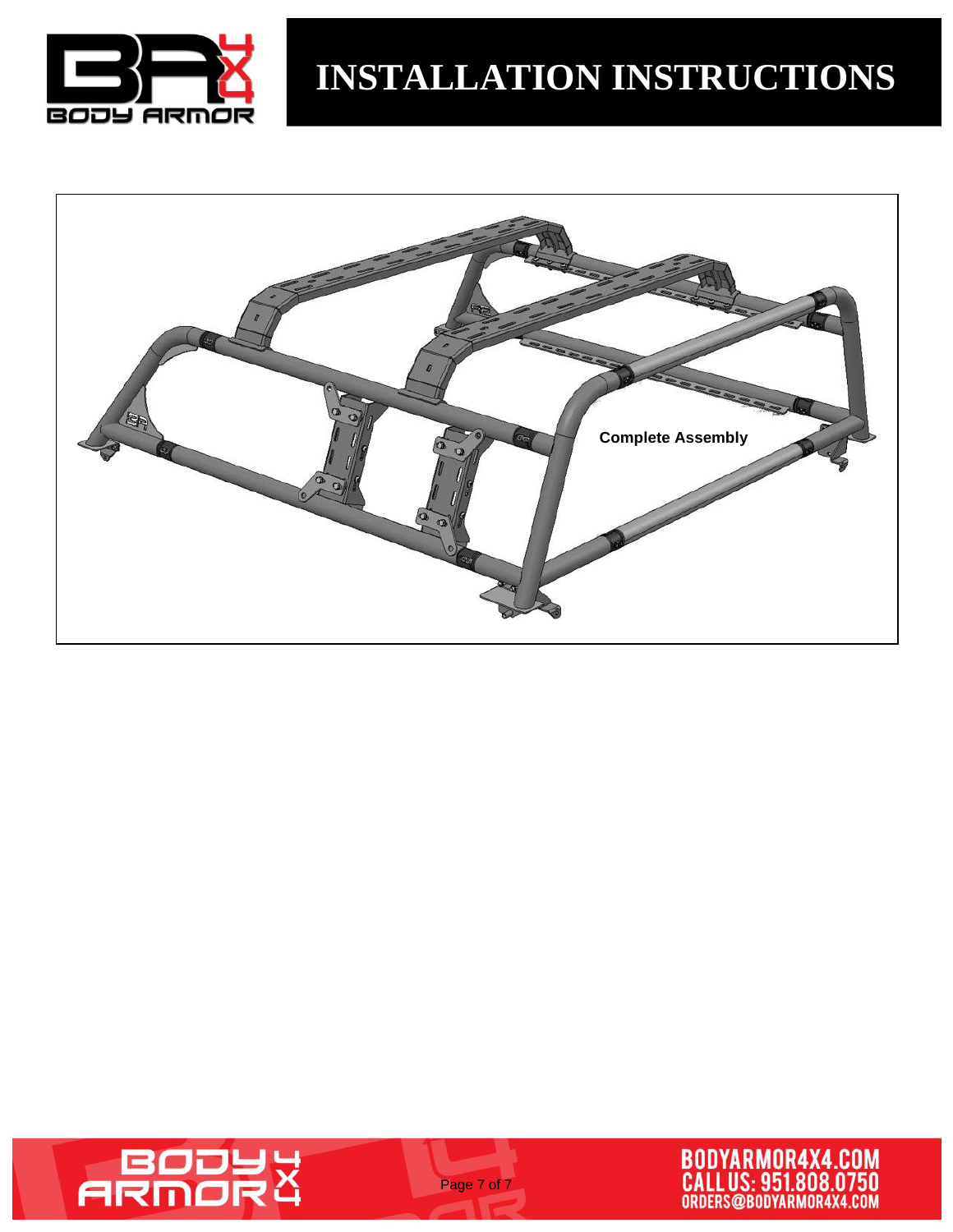# INSTALLATION INSTRUCTIONS

Complete Assembly